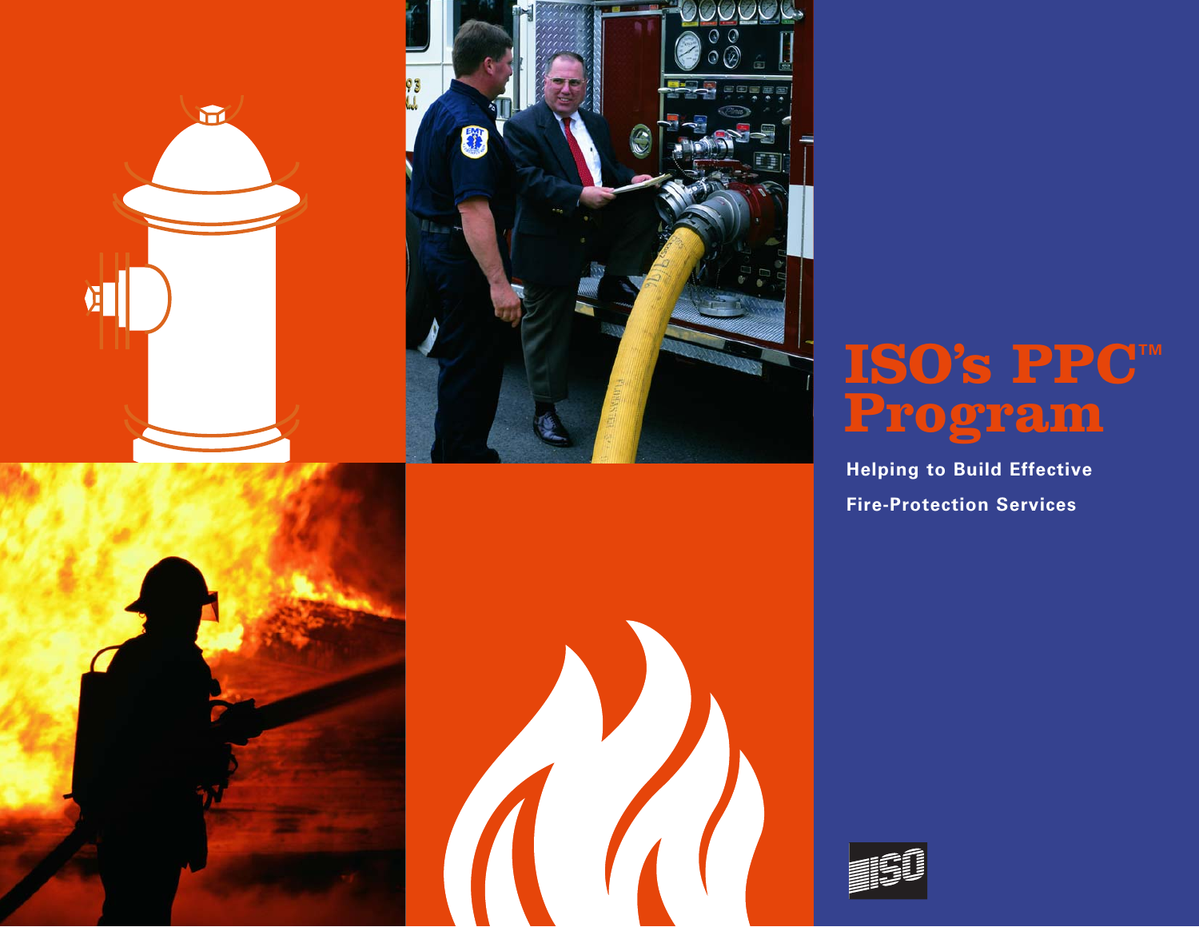# ISO's PPC™ Program

**Helping to Build Effective Fire-Protection Services**

ISO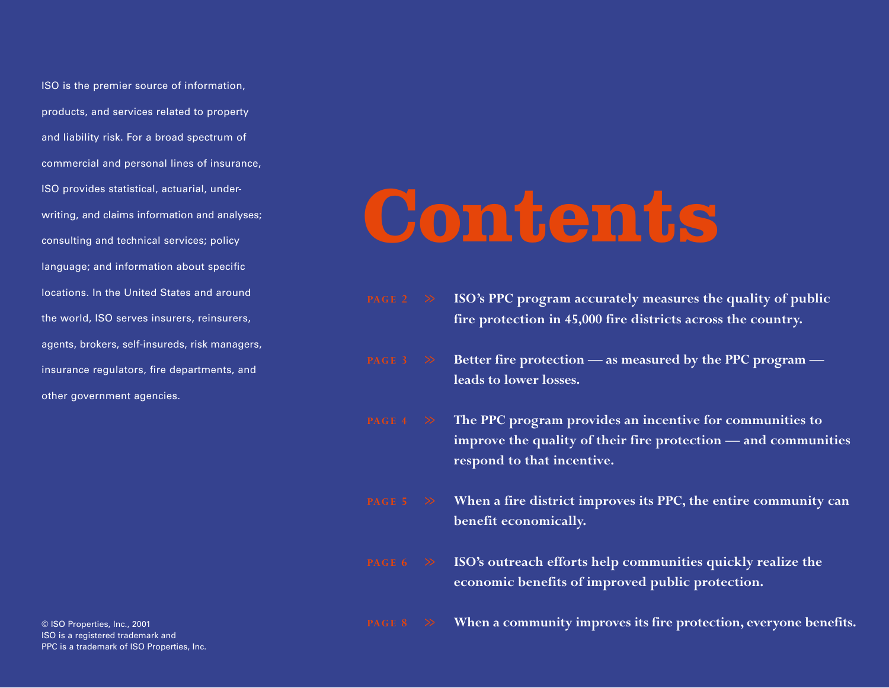ISO is the premier source of information, products, and services related to property and liability risk. For a broad spectrum of commercial and personal lines of insurance, ISO provides statistical, actuarial, underwriting, and claims information and analyses; consulting and technical services; policy language; and information about specific locations. In the United States and around the world, ISO serves insurers, reinsurers, agents, brokers, self-insureds, risk managers, insurance regulators, fire departments, and other government agencies.

© ISO Properties, Inc., 2001
ISO is a registered trademark and
PPC is a trademark of ISO Properties, Inc.

# Contents

PAGE 2 >> **ISO's PPC program accurately measures the quality of public fire protection in 45,000 fire districts across the country.**

PAGE 3 >> **Better fire protection — as measured by the PPC program — leads to lower losses.**

PAGE 4 >> **The PPC program provides an incentive for communities to improve the quality of their fire protection — and communities respond to that incentive.**

PAGE 5 >> **When a fire district improves its PPC, the entire community can benefit economically.**

PAGE 6 >> **ISO's outreach efforts help communities quickly realize the economic benefits of improved public protection.**

PAGE 8 >> **When a community improves its fire protection, everyone benefits.**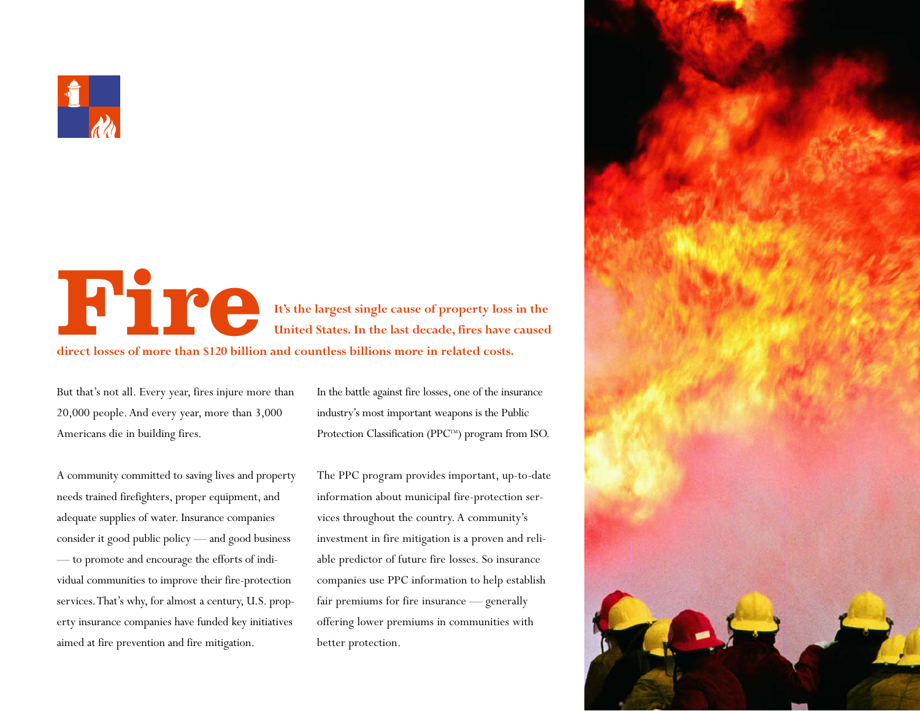# Fire

**It's the largest single cause of property loss in the United States. In the last decade, fires have caused direct losses of more than $120 billion and countless billions more in related costs.**

But that's not all. Every year, fires injure more than 20,000 people. And every year, more than 3,000 Americans die in building fires.

A community committed to saving lives and property needs trained firefighters, proper equipment, and adequate supplies of water. Insurance companies consider it good public policy — and good business — to promote and encourage the efforts of individual communities to improve their fire-protection services. That's why, for almost a century, U.S. property insurance companies have funded key initiatives aimed at fire prevention and fire mitigation.

In the battle against fire losses, one of the insurance industry's most important weapons is the Public Protection Classification (PPC™) program from ISO.

The PPC program provides important, up-to-date information about municipal fire-protection services throughout the country. A community's investment in fire mitigation is a proven and reliable predictor of future fire losses. So insurance companies use PPC information to help establish fair premiums for fire insurance — generally offering lower premiums in communities with better protection.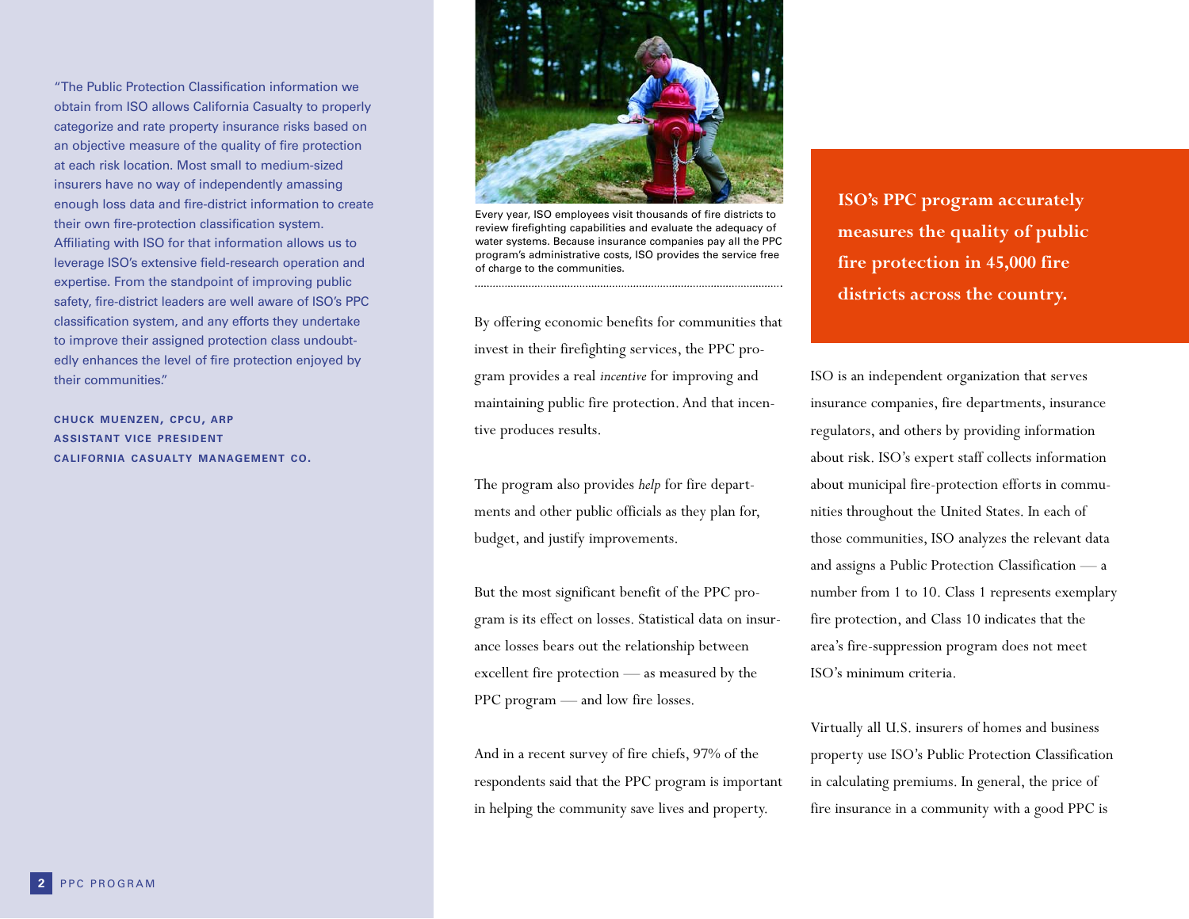"The Public Protection Classification information we obtain from ISO allows California Casualty to properly categorize and rate property insurance risks based on an objective measure of the quality of fire protection at each risk location. Most small to medium-sized insurers have no way of independently amassing enough loss data and fire-district information to create their own fire-protection classification system. Affiliating with ISO for that information allows us to leverage ISO's extensive field-research operation and expertise. From the standpoint of improving public safety, fire-district leaders are well aware of ISO's PPC classification system, and any efforts they undertake to improve their assigned protection class undoubtedly enhances the level of fire protection enjoyed by their communities."

**CHUCK MUENZEN, CPCU, ARP**
**ASSISTANT VICE PRESIDENT**
**CALIFORNIA CASUALTY MANAGEMENT CO.**

Every year, ISO employees visit thousands of fire districts to review firefighting capabilities and evaluate the adequacy of water systems. Because insurance companies pay all the PPC program's administrative costs, ISO provides the service free of charge to the communities.

By offering economic benefits for communities that invest in their firefighting services, the PPC program provides a real *incentive* for improving and maintaining public fire protection. And that incentive produces results.

The program also provides *help* for fire departments and other public officials as they plan for, budget, and justify improvements.

But the most significant benefit of the PPC program is its effect on losses. Statistical data on insurance losses bears out the relationship between excellent fire protection — as measured by the PPC program — and low fire losses.

And in a recent survey of fire chiefs, 97% of the respondents said that the PPC program is important in helping the community save lives and property.

**ISO's PPC program accurately measures the quality of public fire protection in 45,000 fire districts across the country.**

ISO is an independent organization that serves insurance companies, fire departments, insurance regulators, and others by providing information about risk. ISO's expert staff collects information about municipal fire-protection efforts in communities throughout the United States. In each of those communities, ISO analyzes the relevant data and assigns a Public Protection Classification — a number from 1 to 10. Class 1 represents exemplary fire protection, and Class 10 indicates that the area's fire-suppression program does not meet ISO's minimum criteria.

Virtually all U.S. insurers of homes and business property use ISO's Public Protection Classification in calculating premiums. In general, the price of fire insurance in a community with a good PPC is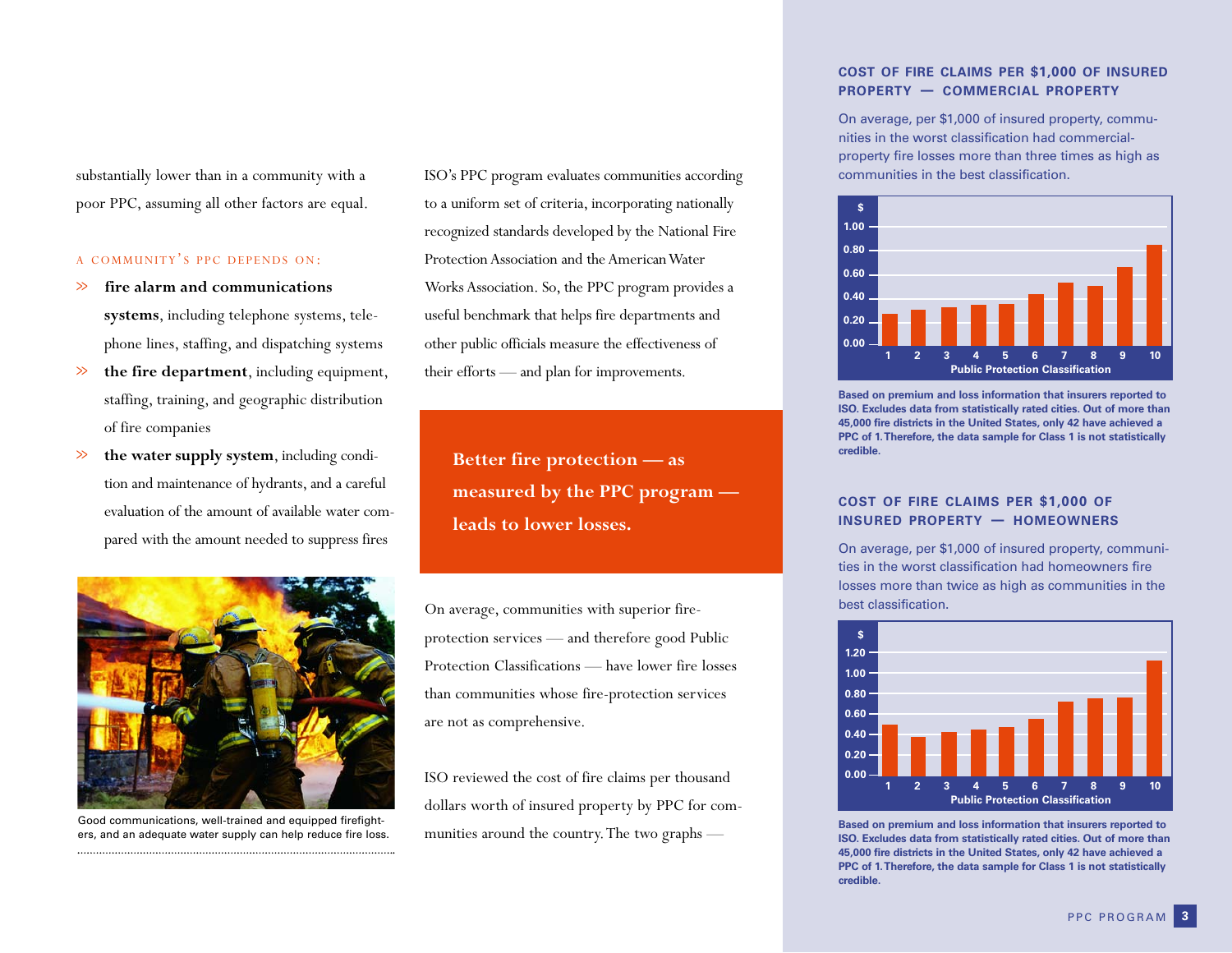substantially lower than in a community with a poor PPC, assuming all other factors are equal.

A COMMUNITY'S PPC DEPENDS ON:

- **fire alarm and communications systems**, including telephone systems, telephone lines, staffing, and dispatching systems
- **the fire department**, including equipment, staffing, training, and geographic distribution of fire companies
- **the water supply system**, including condition and maintenance of hydrants, and a careful evaluation of the amount of available water compared with the amount needed to suppress fires

Good communications, well-trained and equipped firefighters, and an adequate water supply can help reduce fire loss.

ISO's PPC program evaluates communities according to a uniform set of criteria, incorporating nationally recognized standards developed by the National Fire Protection Association and the American Water Works Association. So, the PPC program provides a useful benchmark that helps fire departments and other public officials measure the effectiveness of their efforts — and plan for improvements.

**Better fire protection — as measured by the PPC program — leads to lower losses.**

On average, communities with superior fire-protection services — and therefore good Public Protection Classifications — have lower fire losses than communities whose fire-protection services are not as comprehensive.

ISO reviewed the cost of fire claims per thousand dollars worth of insured property by PPC for communities around the country. The two graphs —

## COST OF FIRE CLAIMS PER $1,000 OF INSURED PROPERTY — COMMERCIAL PROPERTY

On average, per $1,000 of insured property, communities in the worst classification had commercial-property fire losses more than three times as high as communities in the best classification.

Based on premium and loss information that insurers reported to ISO. Excludes data from statistically rated cities. Out of more than 45,000 fire districts in the United States, only 42 have achieved a PPC of 1. Therefore, the data sample for Class 1 is not statistically credible.

## COST OF FIRE CLAIMS PER $1,000 OF INSURED PROPERTY — HOMEOWNERS

On average, per $1,000 of insured property, communities in the worst classification had homeowners fire losses more than twice as high as communities in the best classification.

Based on premium and loss information that insurers reported to ISO. Excludes data from statistically rated cities. Out of more than 45,000 fire districts in the United States, only 42 have achieved a PPC of 1. Therefore, the data sample for Class 1 is not statistically credible.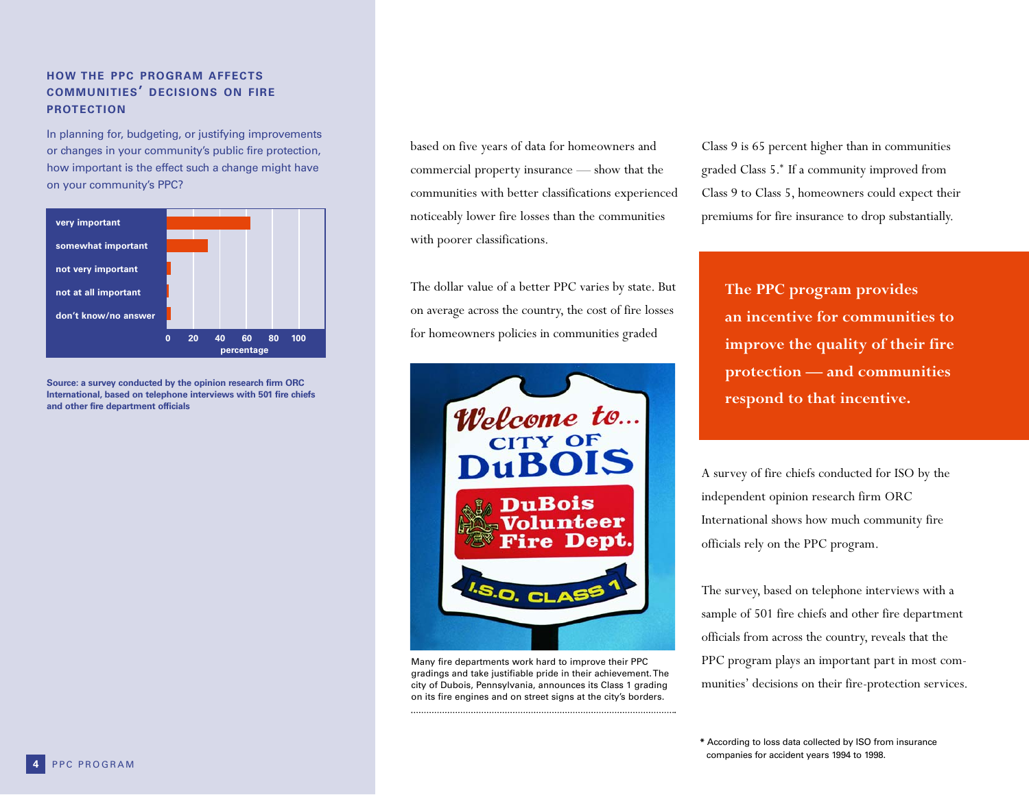## HOW THE PPC PROGRAM AFFECTS COMMUNITIES' DECISIONS ON FIRE PROTECTION

In planning for, budgeting, or justifying improvements or changes in your community's public fire protection, how important is the effect such a change might have on your community's PPC?

| Response | Percentage (approx.) |
|---|---|
| very important | ~62 |
| somewhat important | ~30 |
| not very important | ~3 |
| not at all important | ~1 |
| don't know/no answer | ~3 |

Source: a survey conducted by the opinion research firm ORC International, based on telephone interviews with 501 fire chiefs and other fire department officials

based on five years of data for homeowners and commercial property insurance — show that the communities with better classifications experienced noticeably lower fire losses than the communities with poorer classifications.

The dollar value of a better PPC varies by state. But on average across the country, the cost of fire losses for homeowners policies in communities graded Class 9 is 65 percent higher than in communities graded Class 5.* If a community improved from Class 9 to Class 5, homeowners could expect their premiums for fire insurance to drop substantially.

Many fire departments work hard to improve their PPC gradings and take justifiable pride in their achievement. The city of Dubois, Pennsylvania, announces its Class 1 grading on its fire engines and on street signs at the city's borders.

**The PPC program provides an incentive for communities to improve the quality of their fire protection — and communities respond to that incentive.**

A survey of fire chiefs conducted for ISO by the independent opinion research firm ORC International shows how much community fire officials rely on the PPC program.

The survey, based on telephone interviews with a sample of 501 fire chiefs and other fire department officials from across the country, reveals that the PPC program plays an important part in most communities' decisions on their fire-protection services.

\* According to loss data collected by ISO from insurance companies for accident years 1994 to 1998.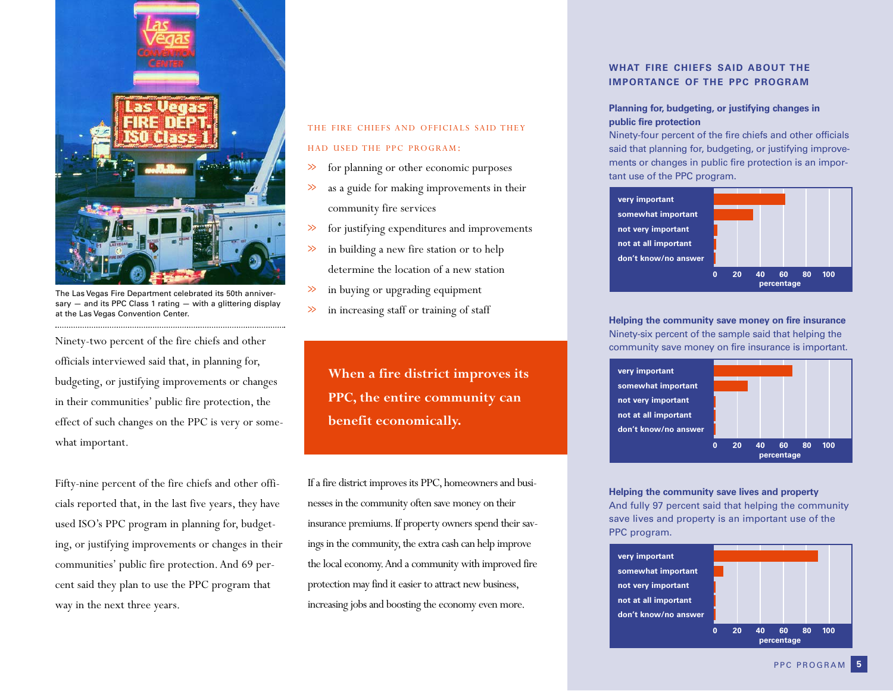The Las Vegas Fire Department celebrated its 50th anniversary — and its PPC Class 1 rating — with a glittering display at the Las Vegas Convention Center.

Ninety-two percent of the fire chiefs and other officials interviewed said that, in planning for, budgeting, or justifying improvements or changes in their communities' public fire protection, the effect of such changes on the PPC is very or somewhat important.

Fifty-nine percent of the fire chiefs and other officials reported that, in the last five years, they have used ISO's PPC program in planning for, budgeting, or justifying improvements or changes in their communities' public fire protection. And 69 percent said they plan to use the PPC program that way in the next three years.

THE FIRE CHIEFS AND OFFICIALS SAID THEY HAD USED THE PPC PROGRAM:

- for planning or other economic purposes
- as a guide for making improvements in their community fire services
- for justifying expenditures and improvements
- in building a new fire station or to help determine the location of a new station
- in buying or upgrading equipment
- in increasing staff or training of staff

**When a fire district improves its PPC, the entire community can benefit economically.**

If a fire district improves its PPC, homeowners and businesses in the community often save money on their insurance premiums. If property owners spend their savings in the community, the extra cash can help improve the local economy. And a community with improved fire protection may find it easier to attract new business, increasing jobs and boosting the economy even more.

## WHAT FIRE CHIEFS SAID ABOUT THE IMPORTANCE OF THE PPC PROGRAM

### Planning for, budgeting, or justifying changes in public fire protection

Ninety-four percent of the fire chiefs and other officials said that planning for, budgeting, or justifying improvements or changes in public fire protection is an important use of the PPC program.

very important / somewhat important / not very important / not at all important / don't know/no answer — percentage (0, 20, 40, 60, 80, 100)

### Helping the community save money on fire insurance

Ninety-six percent of the sample said that helping the community save money on fire insurance is important.

very important / somewhat important / not very important / not at all important / don't know/no answer — percentage (0, 20, 40, 60, 80, 100)

### Helping the community save lives and property

And fully 97 percent said that helping the community save lives and property is an important use of the PPC program.

very important / somewhat important / not very important / not at all important / don't know/no answer — percentage (0, 20, 40, 60, 80, 100)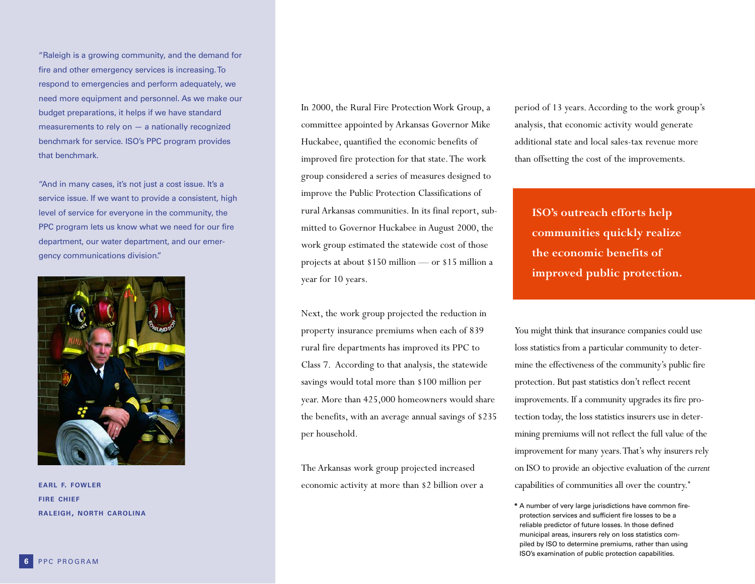"Raleigh is a growing community, and the demand for fire and other emergency services is increasing. To respond to emergencies and perform adequately, we need more equipment and personnel. As we make our budget preparations, it helps if we have standard measurements to rely on — a nationally recognized benchmark for service. ISO's PPC program provides that benchmark.

"And in many cases, it's not just a cost issue. It's a service issue. If we want to provide a consistent, high level of service for everyone in the community, the PPC program lets us know what we need for our fire department, our water department, and our emergency communications division."

**EARL F. FOWLER**
**FIRE CHIEF**
**RALEIGH, NORTH CAROLINA**

In 2000, the Rural Fire Protection Work Group, a committee appointed by Arkansas Governor Mike Huckabee, quantified the economic benefits of improved fire protection for that state. The work group considered a series of measures designed to improve the Public Protection Classifications of rural Arkansas communities. In its final report, submitted to Governor Huckabee in August 2000, the work group estimated the statewide cost of those projects at about $150 million — or $15 million a year for 10 years.

Next, the work group projected the reduction in property insurance premiums when each of 839 rural fire departments has improved its PPC to Class 7. According to that analysis, the statewide savings would total more than $100 million per year. More than 425,000 homeowners would share the benefits, with an average annual savings of $235 per household.

The Arkansas work group projected increased economic activity at more than $2 billion over a period of 13 years. According to the work group's analysis, that economic activity would generate additional state and local sales-tax revenue more than offsetting the cost of the improvements.

**ISO's outreach efforts help communities quickly realize the economic benefits of improved public protection.**

You might think that insurance companies could use loss statistics from a particular community to determine the effectiveness of the community's public fire protection. But past statistics don't reflect recent improvements. If a community upgrades its fire protection today, the loss statistics insurers use in determining premiums will not reflect the full value of the improvement for many years. That's why insurers rely on ISO to provide an objective evaluation of the *current* capabilities of communities all over the country.*

* A number of very large jurisdictions have common fire-protection services and sufficient fire losses to be a reliable predictor of future losses. In those defined municipal areas, insurers rely on loss statistics compiled by ISO to determine premiums, rather than using ISO's examination of public protection capabilities.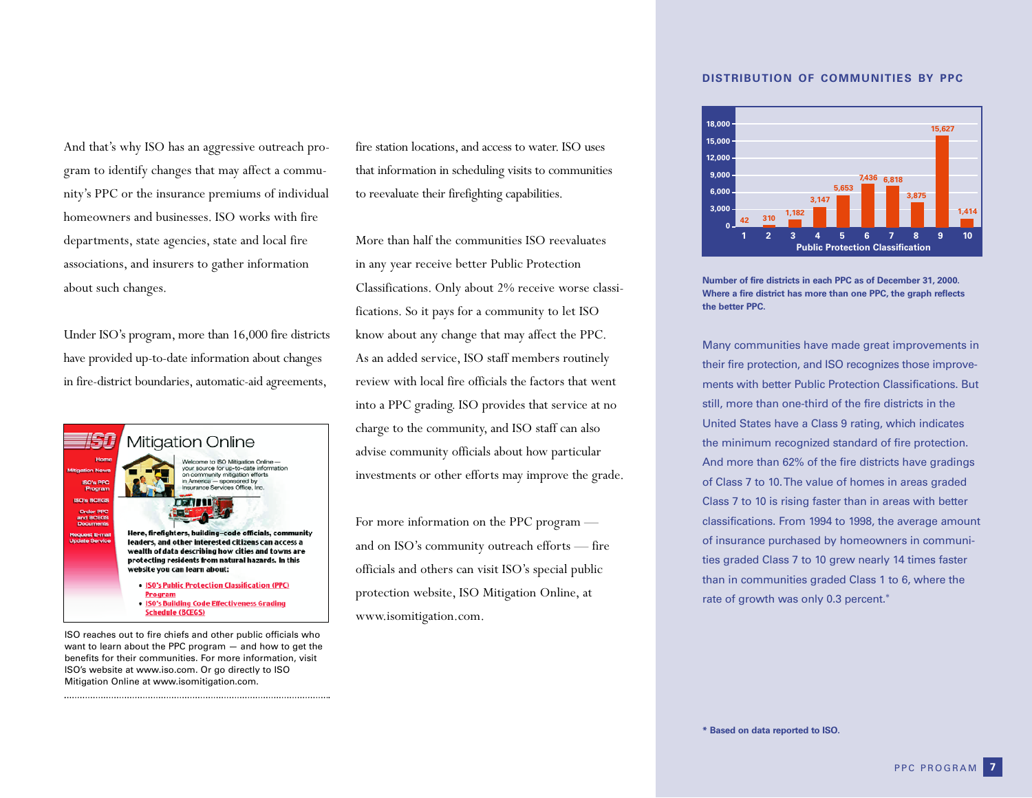And that's why ISO has an aggressive outreach program to identify changes that may affect a community's PPC or the insurance premiums of individual homeowners and businesses. ISO works with fire departments, state agencies, state and local fire associations, and insurers to gather information about such changes.

Under ISO's program, more than 16,000 fire districts have provided up-to-date information about changes in fire-district boundaries, automatic-aid agreements, fire station locations, and access to water. ISO uses that information in scheduling visits to communities to reevaluate their firefighting capabilities.

More than half the communities ISO reevaluates in any year receive better Public Protection Classifications. Only about 2% receive worse classifications. So it pays for a community to let ISO know about any change that may affect the PPC. As an added service, ISO staff members routinely review with local fire officials the factors that went into a PPC grading. ISO provides that service at no charge to the community, and ISO staff can also advise community officials about how particular investments or other efforts may improve the grade.

For more information on the PPC program — and on ISO's community outreach efforts — fire officials and others can visit ISO's special public protection website, ISO Mitigation Online, at www.isomitigation.com.

ISO reaches out to fire chiefs and other public officials who want to learn about the PPC program — and how to get the benefits for their communities. For more information, visit ISO's website at www.iso.com. Or go directly to ISO Mitigation Online at www.isomitigation.com.

### DISTRIBUTION OF COMMUNITIES BY PPC

| Public Protection Classification | 1 | 2 | 3 | 4 | 5 | 6 | 7 | 8 | 9 | 10 |
|---|---|---|---|---|---|---|---|---|---|---|
| Number of fire districts | 42 | 310 | 1,182 | 3,147 | 5,653 | 7,436 | 6,818 | 3,875 | 15,627 | 1,414 |

Number of fire districts in each PPC as of December 31, 2000. Where a fire district has more than one PPC, the graph reflects the better PPC.

Many communities have made great improvements in their fire protection, and ISO recognizes those improvements with better Public Protection Classifications. But still, more than one-third of the fire districts in the United States have a Class 9 rating, which indicates the minimum recognized standard of fire protection. And more than 62% of the fire districts have gradings of Class 7 to 10. The value of homes in areas graded Class 7 to 10 is rising faster than in areas with better classifications. From 1994 to 1998, the average amount of insurance purchased by homeowners in communities graded Class 7 to 10 grew nearly 14 times faster than in communities graded Class 1 to 6, where the rate of growth was only 0.3 percent.*

\* Based on data reported to ISO.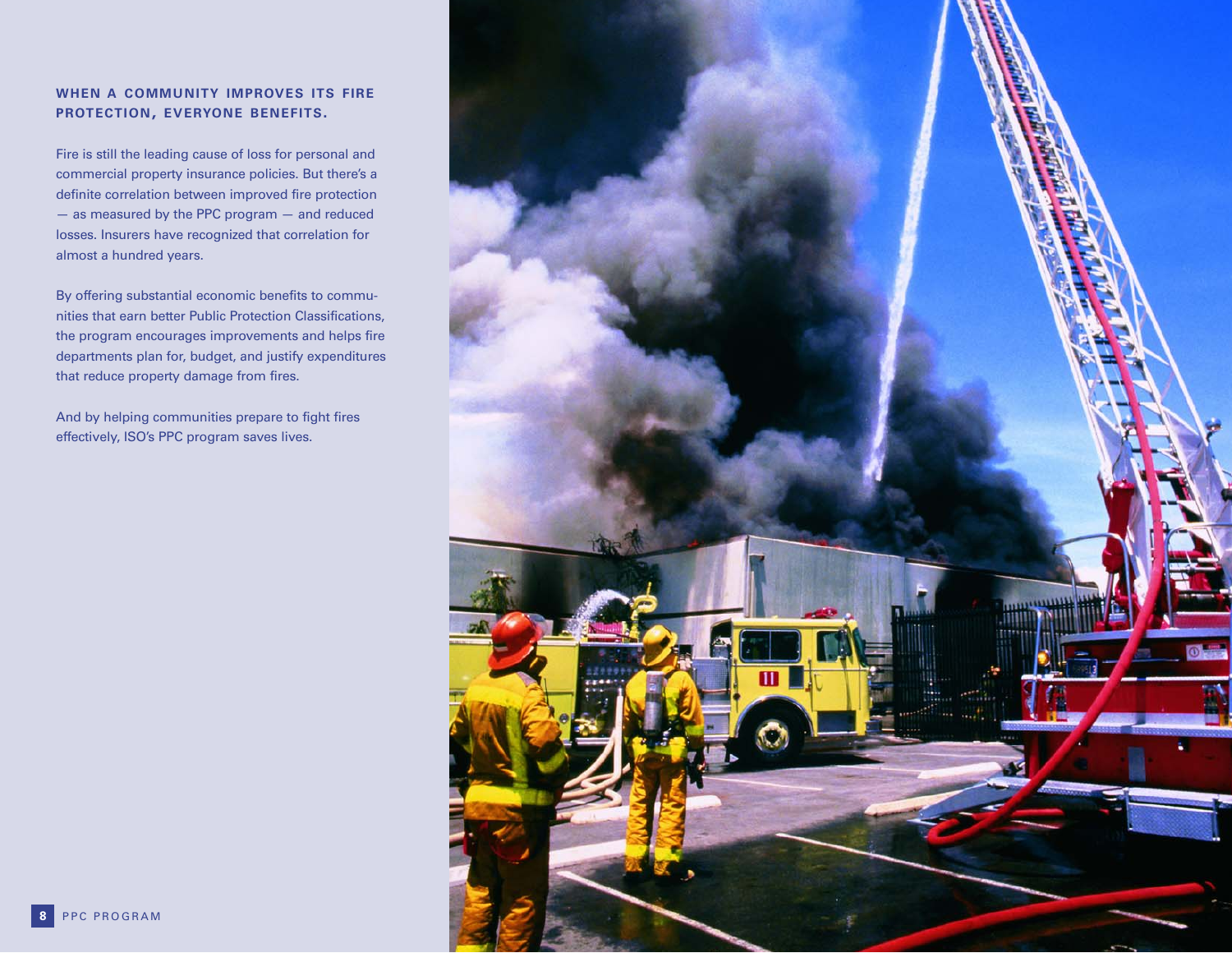## WHEN A COMMUNITY IMPROVES ITS FIRE PROTECTION, EVERYONE BENEFITS.

Fire is still the leading cause of loss for personal and commercial property insurance policies. But there's a definite correlation between improved fire protection — as measured by the PPC program — and reduced losses. Insurers have recognized that correlation for almost a hundred years.

By offering substantial economic benefits to communities that earn better Public Protection Classifications, the program encourages improvements and helps fire departments plan for, budget, and justify expenditures that reduce property damage from fires.

And by helping communities prepare to fight fires effectively, ISO's PPC program saves lives.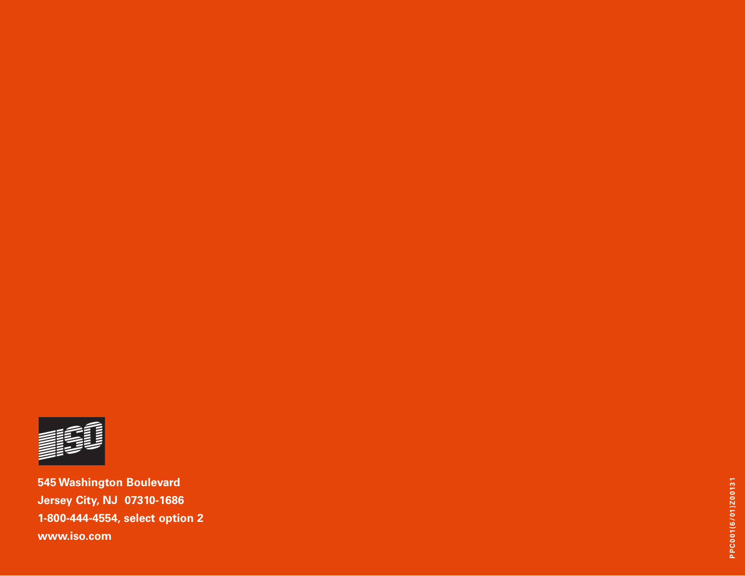ISO

545 Washington Boulevard
Jersey City, NJ 07310-1686
1-800-444-4554, select option 2
www.iso.com

PPC001(6/01)Z00131